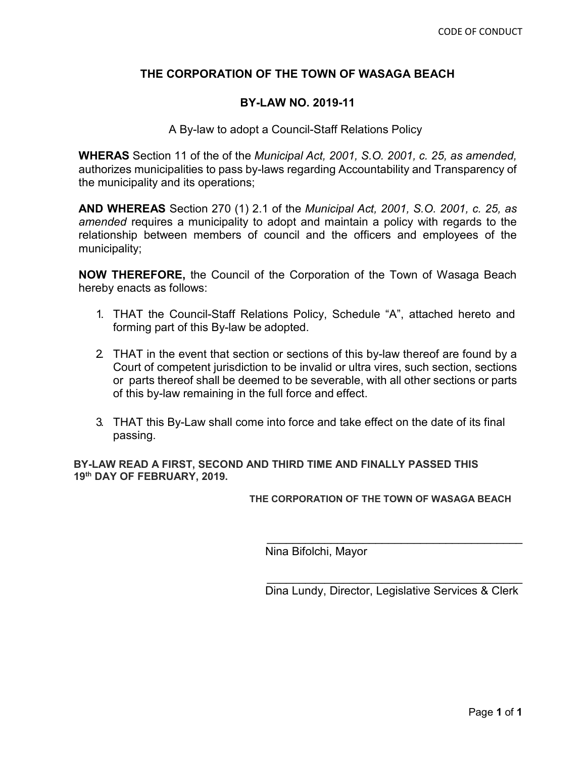# THE CORPORATION OF THE TOWN OF WASAGA BEACH

## BY-LAW NO. 2019-11

A By-law to adopt a Council-Staff Relations Policy

**WHERAS** Section 11 of the of the *Municipal Act, 2001, S.O. 2001, c. 25, as amended,* authorizes municipalities to pass by-laws regarding Accountability and Transparency of the municipality and its operations;

**AND WHEREAS** Section 270 (1) 2.1 of the *Municipal Act, 2001, S.O. 2001, c. 25, as amended* requires a municipality to adopt and maintain a policy with regards to the relationship between members of council and the officers and employees of the municipality;

**NOW THEREFORE,** the Council of the Corporation of the Town of Wasaga Beach hereby enacts as follows:

1. THAT the Council-Staff Relations Policy, Schedule "A", attached hereto and forming part of this By-law be adopted.

2. THAT in the event that section or sections of this by-law thereof are found by a Court of competent jurisdiction to be invalid or ultra vires, such section, sections or parts thereof shall be deemed to be severable, with all other sections or parts of this by-law remaining in the full force and effect.

3. THAT this By-Law shall come into force and take effect on the date of its final passing.

**BY-LAW READ A FIRST, SECOND AND THIRD TIME AND FINALLY PASSED THIS 19th DAY OF FEBRUARY, 2019.**

**THE CORPORATION OF THE TOWN OF WASAGA BEACH**

\_\_\_\_\_\_\_\_\_\_\_\_\_\_\_\_\_\_\_\_\_\_\_\_\_\_\_\_\_\_\_\_\_\_\_\_\_\_\_\_\_\_\_

Nina Bifolchi, Mayor

\_\_\_\_\_\_\_\_\_\_\_\_\_\_\_\_\_\_\_\_\_\_\_\_\_\_\_\_\_\_\_\_\_\_\_\_\_\_\_\_\_\_\_

Dina Lundy, Director, Legislative Services & Clerk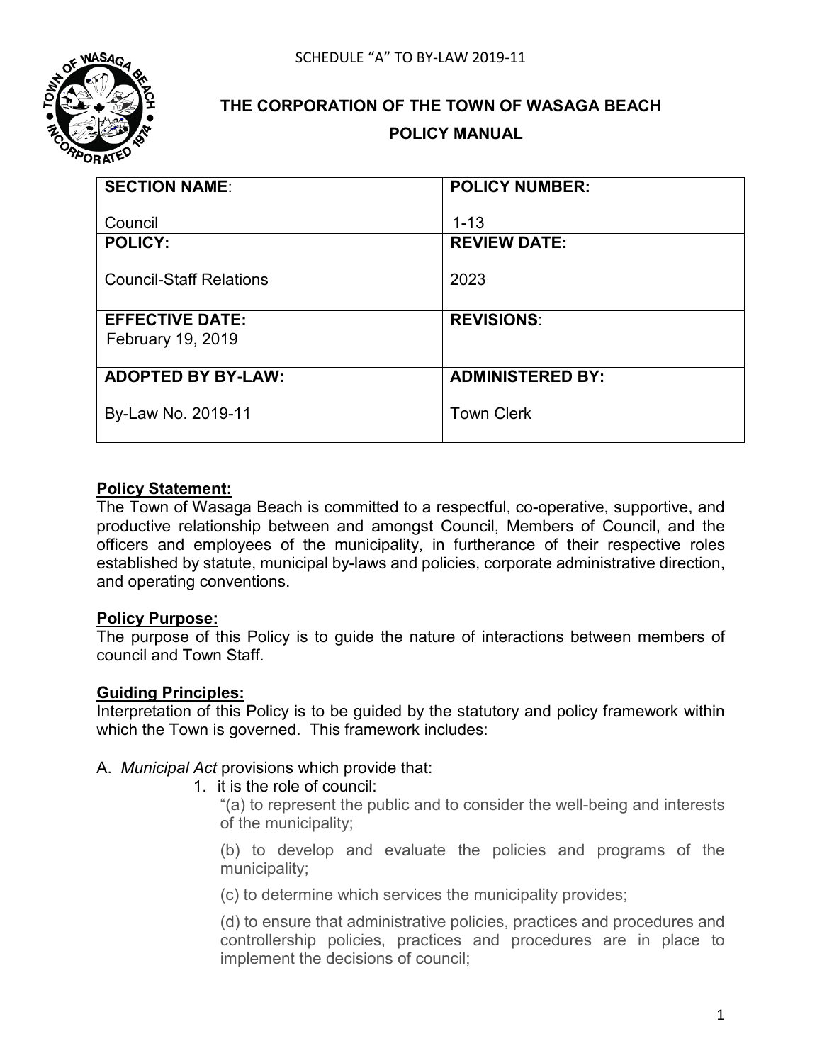SCHEDULE "A" TO BY-LAW 2019-11

# THE CORPORATION OF THE TOWN OF WASAGA BEACH

## POLICY MANUAL

| **SECTION NAME**: Council | **POLICY NUMBER:** 1-13 |
|---|---|
| **POLICY:** Council-Staff Relations | **REVIEW DATE:** 2023 |
| **EFFECTIVE DATE:** February 19, 2019 | **REVISIONS**: |
| **ADOPTED BY BY-LAW:** By-Law No. 2019-11 | **ADMINISTERED BY:** Town Clerk |

**Policy Statement:**

The Town of Wasaga Beach is committed to a respectful, co-operative, supportive, and productive relationship between and amongst Council, Members of Council, and the officers and employees of the municipality, in furtherance of their respective roles established by statute, municipal by-laws and policies, corporate administrative direction, and operating conventions.

**Policy Purpose:**

The purpose of this Policy is to guide the nature of interactions between members of council and Town Staff.

**Guiding Principles:**

Interpretation of this Policy is to be guided by the statutory and policy framework within which the Town is governed. This framework includes:

A. *Municipal Act* provisions which provide that:

1. it is the role of council:

   "(a) to represent the public and to consider the well-being and interests of the municipality;

   (b) to develop and evaluate the policies and programs of the municipality;

   (c) to determine which services the municipality provides;

   (d) to ensure that administrative policies, practices and procedures and controllership policies, practices and procedures are in place to implement the decisions of council;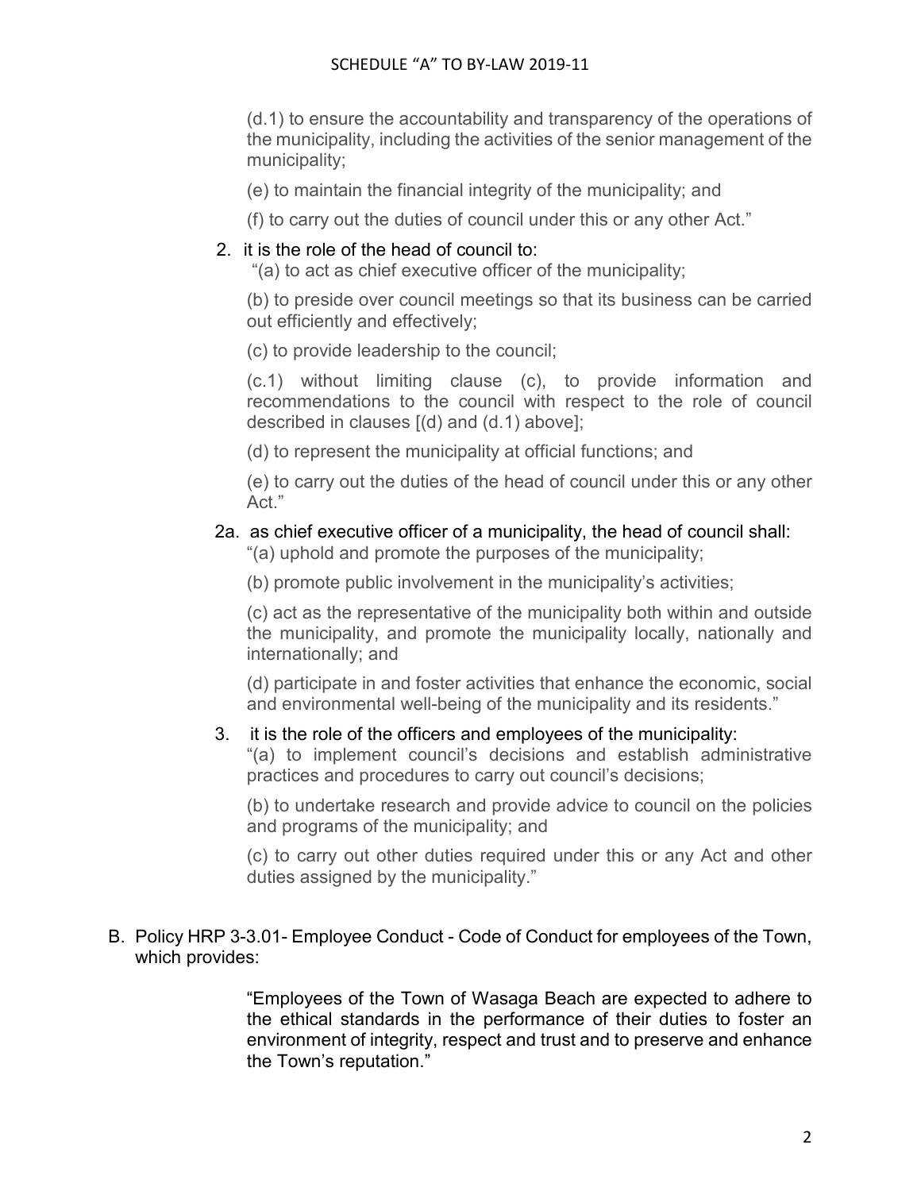(d.1) to ensure the accountability and transparency of the operations of the municipality, including the activities of the senior management of the municipality;

(e) to maintain the financial integrity of the municipality; and

(f) to carry out the duties of council under this or any other Act."

2. it is the role of the head of council to:

   "(a) to act as chief executive officer of the municipality;

   (b) to preside over council meetings so that its business can be carried out efficiently and effectively;

   (c) to provide leadership to the council;

   (c.1) without limiting clause (c), to provide information and recommendations to the council with respect to the role of council described in clauses [(d) and (d.1) above];

   (d) to represent the municipality at official functions; and

   (e) to carry out the duties of the head of council under this or any other Act."

2a. as chief executive officer of a municipality, the head of council shall:

   "(a) uphold and promote the purposes of the municipality;

   (b) promote public involvement in the municipality's activities;

   (c) act as the representative of the municipality both within and outside the municipality, and promote the municipality locally, nationally and internationally; and

   (d) participate in and foster activities that enhance the economic, social and environmental well-being of the municipality and its residents."

3. it is the role of the officers and employees of the municipality:

   "(a) to implement council's decisions and establish administrative practices and procedures to carry out council's decisions;

   (b) to undertake research and provide advice to council on the policies and programs of the municipality; and

   (c) to carry out other duties required under this or any Act and other duties assigned by the municipality."

B. Policy HRP 3-3.01- Employee Conduct - Code of Conduct for employees of the Town, which provides:

> "Employees of the Town of Wasaga Beach are expected to adhere to the ethical standards in the performance of their duties to foster an environment of integrity, respect and trust and to preserve and enhance the Town's reputation."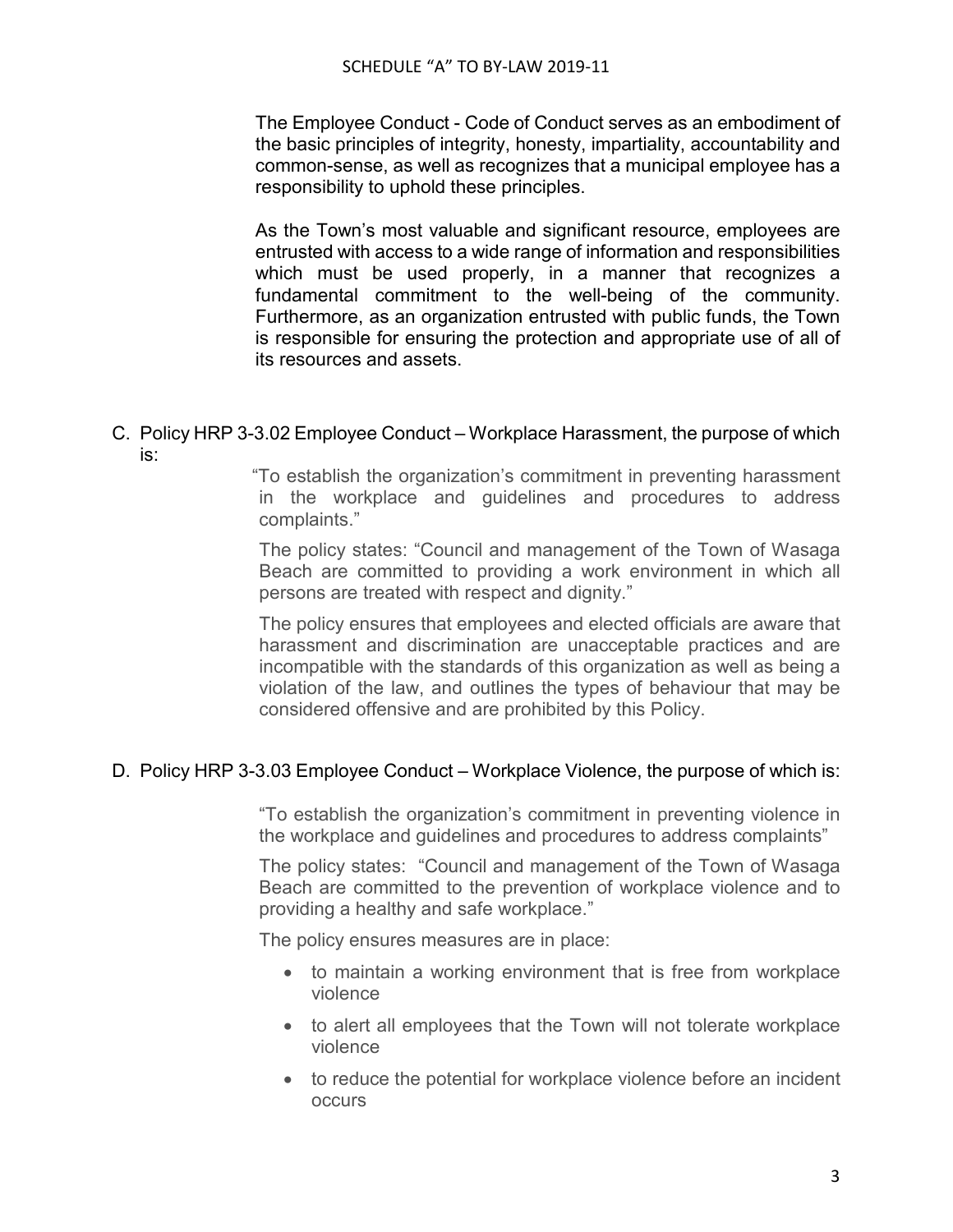The Employee Conduct - Code of Conduct serves as an embodiment of the basic principles of integrity, honesty, impartiality, accountability and common-sense, as well as recognizes that a municipal employee has a responsibility to uphold these principles.

As the Town's most valuable and significant resource, employees are entrusted with access to a wide range of information and responsibilities which must be used properly, in a manner that recognizes a fundamental commitment to the well-being of the community. Furthermore, as an organization entrusted with public funds, the Town is responsible for ensuring the protection and appropriate use of all of its resources and assets.

C. Policy HRP 3-3.02 Employee Conduct – Workplace Harassment, the purpose of which is:

"To establish the organization's commitment in preventing harassment in the workplace and guidelines and procedures to address complaints."

The policy states: "Council and management of the Town of Wasaga Beach are committed to providing a work environment in which all persons are treated with respect and dignity."

The policy ensures that employees and elected officials are aware that harassment and discrimination are unacceptable practices and are incompatible with the standards of this organization as well as being a violation of the law, and outlines the types of behaviour that may be considered offensive and are prohibited by this Policy.

D. Policy HRP 3-3.03 Employee Conduct – Workplace Violence, the purpose of which is:

"To establish the organization's commitment in preventing violence in the workplace and guidelines and procedures to address complaints"

The policy states: "Council and management of the Town of Wasaga Beach are committed to the prevention of workplace violence and to providing a healthy and safe workplace."

The policy ensures measures are in place:

- to maintain a working environment that is free from workplace violence
- to alert all employees that the Town will not tolerate workplace violence
- to reduce the potential for workplace violence before an incident occurs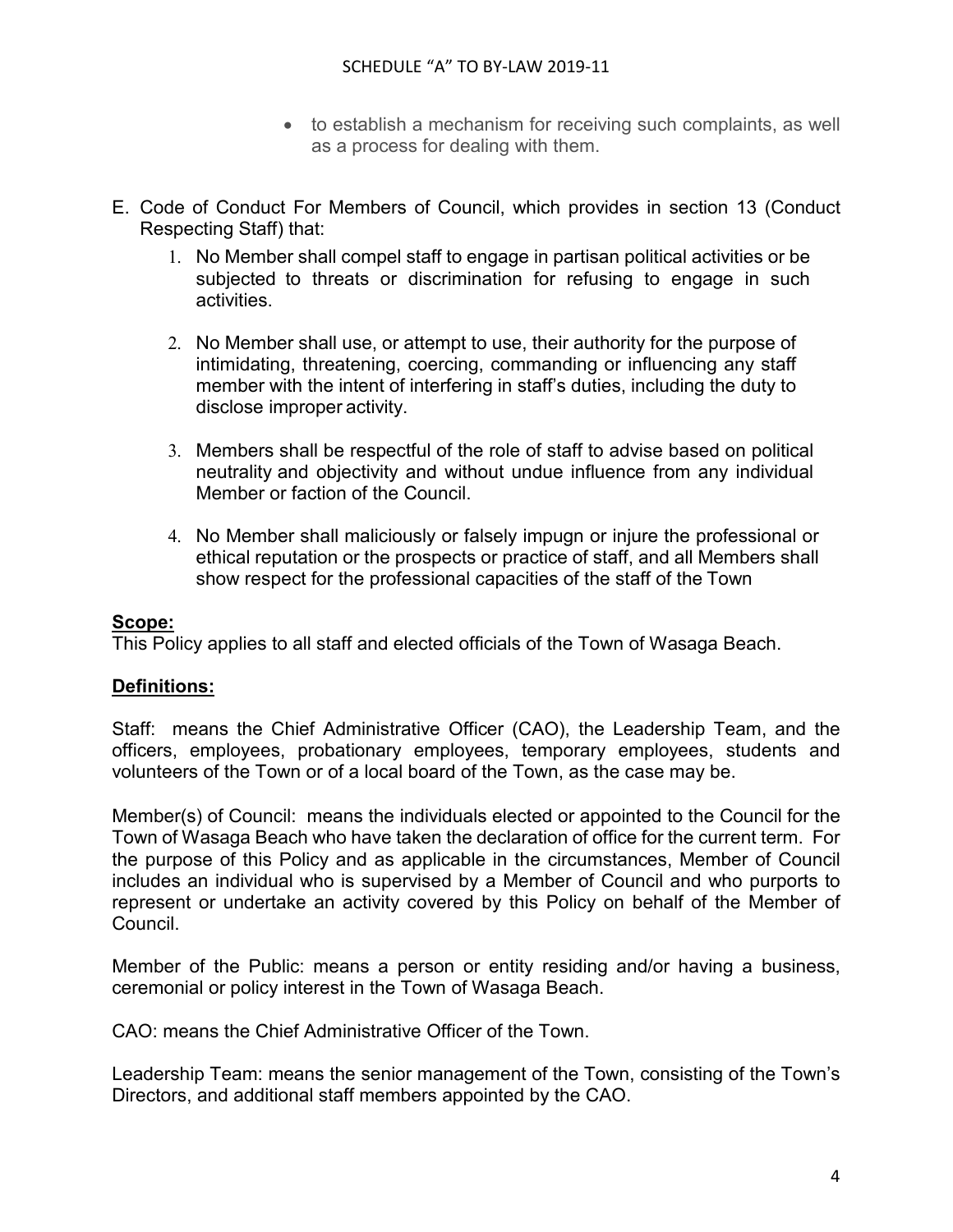- to establish a mechanism for receiving such complaints, as well as a process for dealing with them.

E. Code of Conduct For Members of Council, which provides in section 13 (Conduct Respecting Staff) that:

   1. No Member shall compel staff to engage in partisan political activities or be subjected to threats or discrimination for refusing to engage in such activities.

   2. No Member shall use, or attempt to use, their authority for the purpose of intimidating, threatening, coercing, commanding or influencing any staff member with the intent of interfering in staff's duties, including the duty to disclose improper activity.

   3. Members shall be respectful of the role of staff to advise based on political neutrality and objectivity and without undue influence from any individual Member or faction of the Council.

   4. No Member shall maliciously or falsely impugn or injure the professional or ethical reputation or the prospects or practice of staff, and all Members shall show respect for the professional capacities of the staff of the Town

**Scope:**

This Policy applies to all staff and elected officials of the Town of Wasaga Beach.

**Definitions:**

Staff: means the Chief Administrative Officer (CAO), the Leadership Team, and the officers, employees, probationary employees, temporary employees, students and volunteers of the Town or of a local board of the Town, as the case may be.

Member(s) of Council: means the individuals elected or appointed to the Council for the Town of Wasaga Beach who have taken the declaration of office for the current term. For the purpose of this Policy and as applicable in the circumstances, Member of Council includes an individual who is supervised by a Member of Council and who purports to represent or undertake an activity covered by this Policy on behalf of the Member of Council.

Member of the Public: means a person or entity residing and/or having a business, ceremonial or policy interest in the Town of Wasaga Beach.

CAO: means the Chief Administrative Officer of the Town.

Leadership Team: means the senior management of the Town, consisting of the Town's Directors, and additional staff members appointed by the CAO.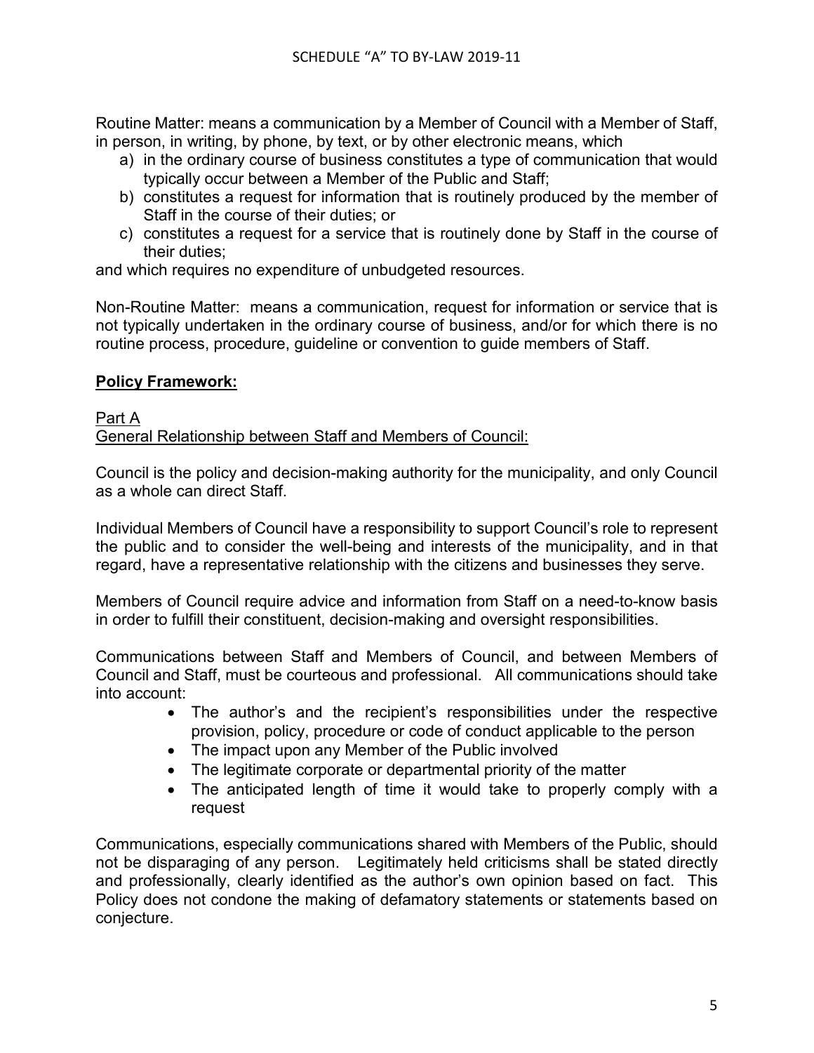Routine Matter: means a communication by a Member of Council with a Member of Staff, in person, in writing, by phone, by text, or by other electronic means, which

a) in the ordinary course of business constitutes a type of communication that would typically occur between a Member of the Public and Staff;
b) constitutes a request for information that is routinely produced by the member of Staff in the course of their duties; or
c) constitutes a request for a service that is routinely done by Staff in the course of their duties;

and which requires no expenditure of unbudgeted resources.

Non-Routine Matter: means a communication, request for information or service that is not typically undertaken in the ordinary course of business, and/or for which there is no routine process, procedure, guideline or convention to guide members of Staff.

## **Policy Framework:**

### Part A
### General Relationship between Staff and Members of Council:

Council is the policy and decision-making authority for the municipality, and only Council as a whole can direct Staff.

Individual Members of Council have a responsibility to support Council's role to represent the public and to consider the well-being and interests of the municipality, and in that regard, have a representative relationship with the citizens and businesses they serve.

Members of Council require advice and information from Staff on a need-to-know basis in order to fulfill their constituent, decision-making and oversight responsibilities.

Communications between Staff and Members of Council, and between Members of Council and Staff, must be courteous and professional. All communications should take into account:

- The author's and the recipient's responsibilities under the respective provision, policy, procedure or code of conduct applicable to the person
- The impact upon any Member of the Public involved
- The legitimate corporate or departmental priority of the matter
- The anticipated length of time it would take to properly comply with a request

Communications, especially communications shared with Members of the Public, should not be disparaging of any person. Legitimately held criticisms shall be stated directly and professionally, clearly identified as the author's own opinion based on fact. This Policy does not condone the making of defamatory statements or statements based on conjecture.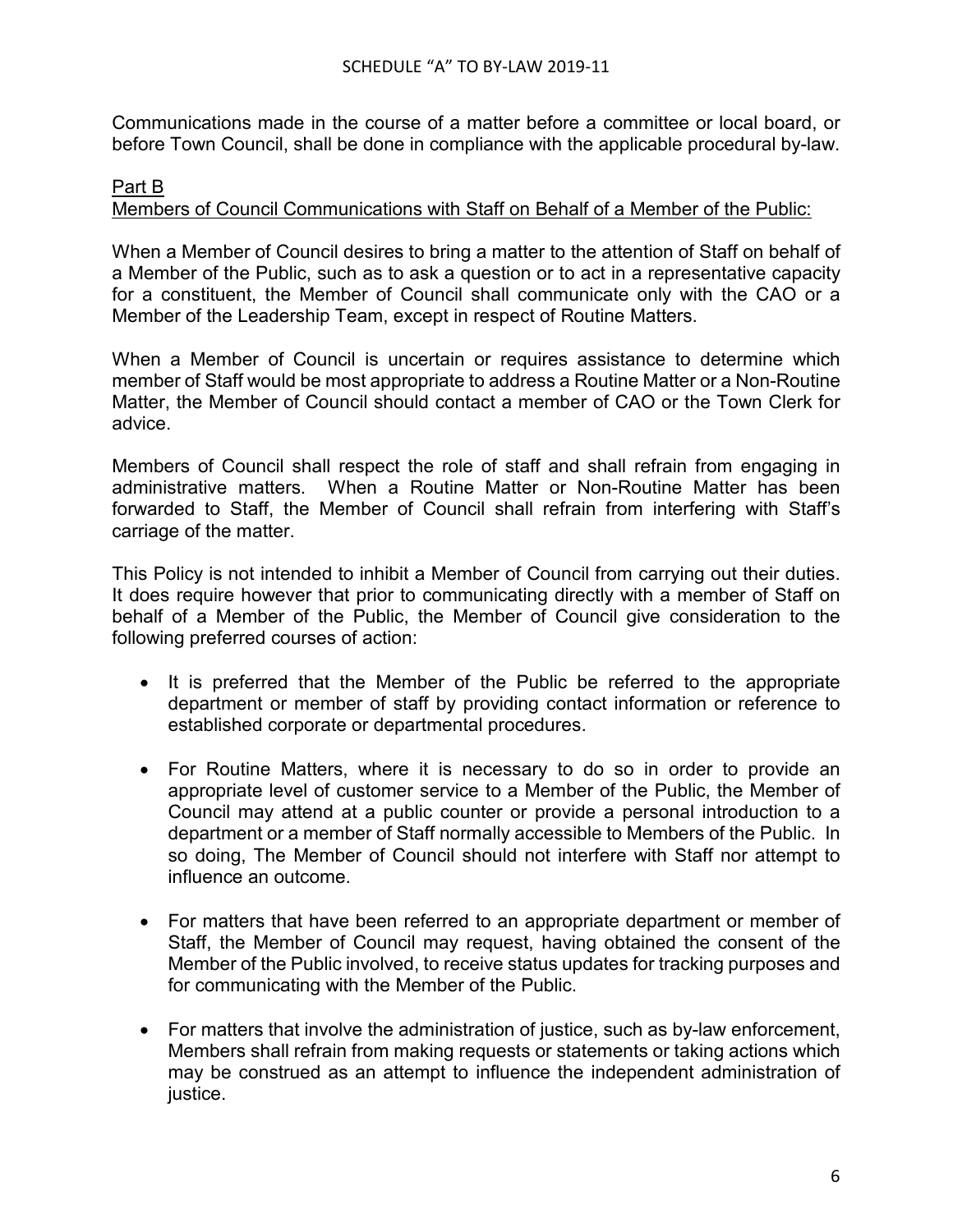Communications made in the course of a matter before a committee or local board, or before Town Council, shall be done in compliance with the applicable procedural by-law.

## Part B

### Members of Council Communications with Staff on Behalf of a Member of the Public:

When a Member of Council desires to bring a matter to the attention of Staff on behalf of a Member of the Public, such as to ask a question or to act in a representative capacity for a constituent, the Member of Council shall communicate only with the CAO or a Member of the Leadership Team, except in respect of Routine Matters.

When a Member of Council is uncertain or requires assistance to determine which member of Staff would be most appropriate to address a Routine Matter or a Non-Routine Matter, the Member of Council should contact a member of CAO or the Town Clerk for advice.

Members of Council shall respect the role of staff and shall refrain from engaging in administrative matters. When a Routine Matter or Non-Routine Matter has been forwarded to Staff, the Member of Council shall refrain from interfering with Staff's carriage of the matter.

This Policy is not intended to inhibit a Member of Council from carrying out their duties. It does require however that prior to communicating directly with a member of Staff on behalf of a Member of the Public, the Member of Council give consideration to the following preferred courses of action:

- It is preferred that the Member of the Public be referred to the appropriate department or member of staff by providing contact information or reference to established corporate or departmental procedures.
- For Routine Matters, where it is necessary to do so in order to provide an appropriate level of customer service to a Member of the Public, the Member of Council may attend at a public counter or provide a personal introduction to a department or a member of Staff normally accessible to Members of the Public. In so doing, The Member of Council should not interfere with Staff nor attempt to influence an outcome.
- For matters that have been referred to an appropriate department or member of Staff, the Member of Council may request, having obtained the consent of the Member of the Public involved, to receive status updates for tracking purposes and for communicating with the Member of the Public.
- For matters that involve the administration of justice, such as by-law enforcement, Members shall refrain from making requests or statements or taking actions which may be construed as an attempt to influence the independent administration of justice.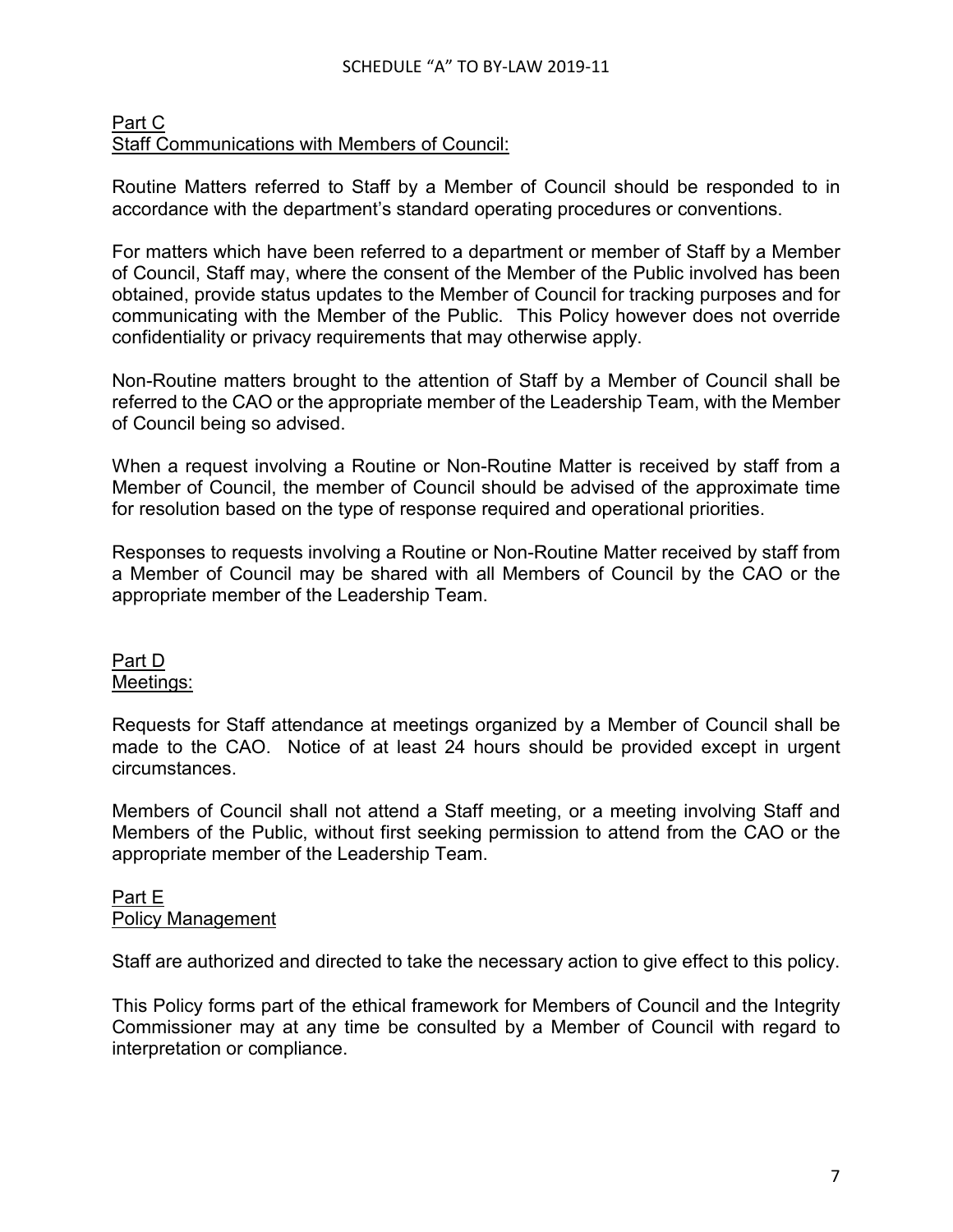## Part C
## Staff Communications with Members of Council:

Routine Matters referred to Staff by a Member of Council should be responded to in accordance with the department's standard operating procedures or conventions.

For matters which have been referred to a department or member of Staff by a Member of Council, Staff may, where the consent of the Member of the Public involved has been obtained, provide status updates to the Member of Council for tracking purposes and for communicating with the Member of the Public. This Policy however does not override confidentiality or privacy requirements that may otherwise apply.

Non-Routine matters brought to the attention of Staff by a Member of Council shall be referred to the CAO or the appropriate member of the Leadership Team, with the Member of Council being so advised.

When a request involving a Routine or Non-Routine Matter is received by staff from a Member of Council, the member of Council should be advised of the approximate time for resolution based on the type of response required and operational priorities.

Responses to requests involving a Routine or Non-Routine Matter received by staff from a Member of Council may be shared with all Members of Council by the CAO or the appropriate member of the Leadership Team.

## Part D
## Meetings:

Requests for Staff attendance at meetings organized by a Member of Council shall be made to the CAO. Notice of at least 24 hours should be provided except in urgent circumstances.

Members of Council shall not attend a Staff meeting, or a meeting involving Staff and Members of the Public, without first seeking permission to attend from the CAO or the appropriate member of the Leadership Team.

## Part E
## Policy Management

Staff are authorized and directed to take the necessary action to give effect to this policy.

This Policy forms part of the ethical framework for Members of Council and the Integrity Commissioner may at any time be consulted by a Member of Council with regard to interpretation or compliance.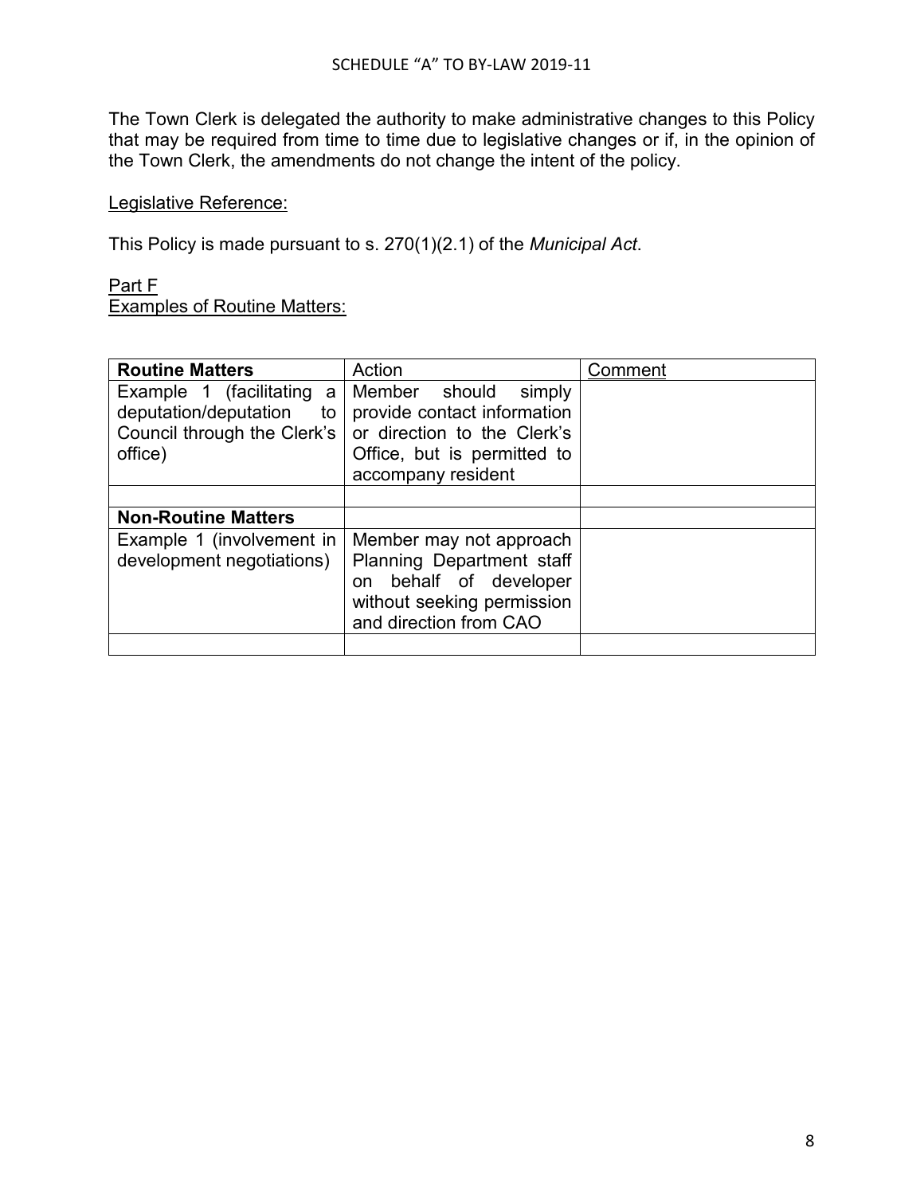The Town Clerk is delegated the authority to make administrative changes to this Policy that may be required from time to time due to legislative changes or if, in the opinion of the Town Clerk, the amendments do not change the intent of the policy.

Legislative Reference:

This Policy is made pursuant to s. 270(1)(2.1) of the *Municipal Act*.

Part F
Examples of Routine Matters:

| **Routine Matters** | Action | Comment |
|---|---|---|
| Example 1 (facilitating a deputation/deputation to Council through the Clerk's office) | Member should simply provide contact information or direction to the Clerk's Office, but is permitted to accompany resident | |
| | | |
| **Non-Routine Matters** | | |
| Example 1 (involvement in development negotiations) | Member may not approach Planning Department staff on behalf of developer without seeking permission and direction from CAO | |
| | | |